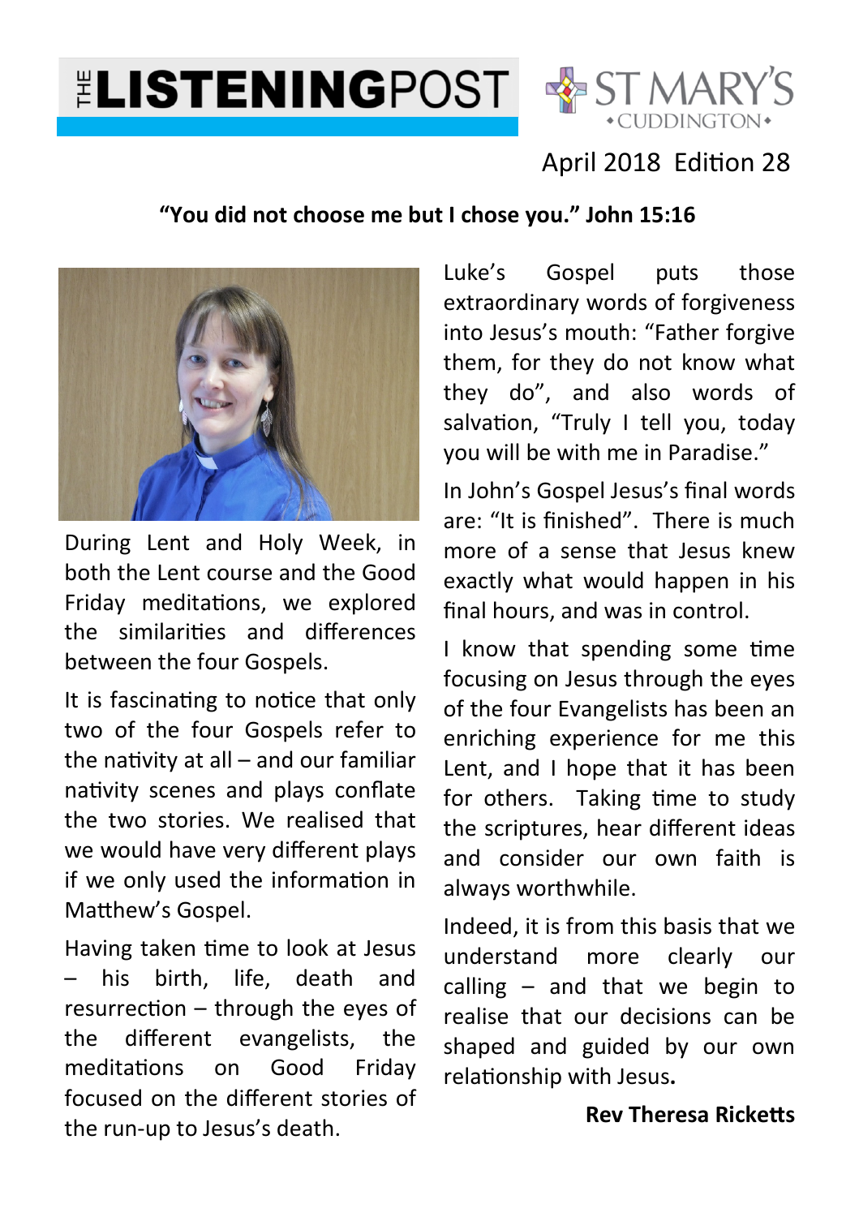# THE LISTENING POST

ST MARY'S CUDDINGTON

April 2018 Edition 28

**"You did not choose me but I chose you." John 15:16**

During Lent and Holy Week, in both the Lent course and the Good Friday meditations, we explored the similarities and differences between the four Gospels.

It is fascinating to notice that only two of the four Gospels refer to the nativity at all – and our familiar nativity scenes and plays conflate the two stories. We realised that we would have very different plays if we only used the information in Matthew's Gospel.

Having taken time to look at Jesus – his birth, life, death and resurrection – through the eyes of the different evangelists, the meditations on Good Friday focused on the different stories of the run-up to Jesus's death.

Luke's Gospel puts those extraordinary words of forgiveness into Jesus's mouth: "Father forgive them, for they do not know what they do", and also words of salvation, "Truly I tell you, today you will be with me in Paradise."

In John's Gospel Jesus's final words are: "It is finished". There is much more of a sense that Jesus knew exactly what would happen in his final hours, and was in control.

I know that spending some time focusing on Jesus through the eyes of the four Evangelists has been an enriching experience for me this Lent, and I hope that it has been for others. Taking time to study the scriptures, hear different ideas and consider our own faith is always worthwhile.

Indeed, it is from this basis that we understand more clearly our calling – and that we begin to realise that our decisions can be shaped and guided by our own relationship with Jesus.

**Rev Theresa Ricketts**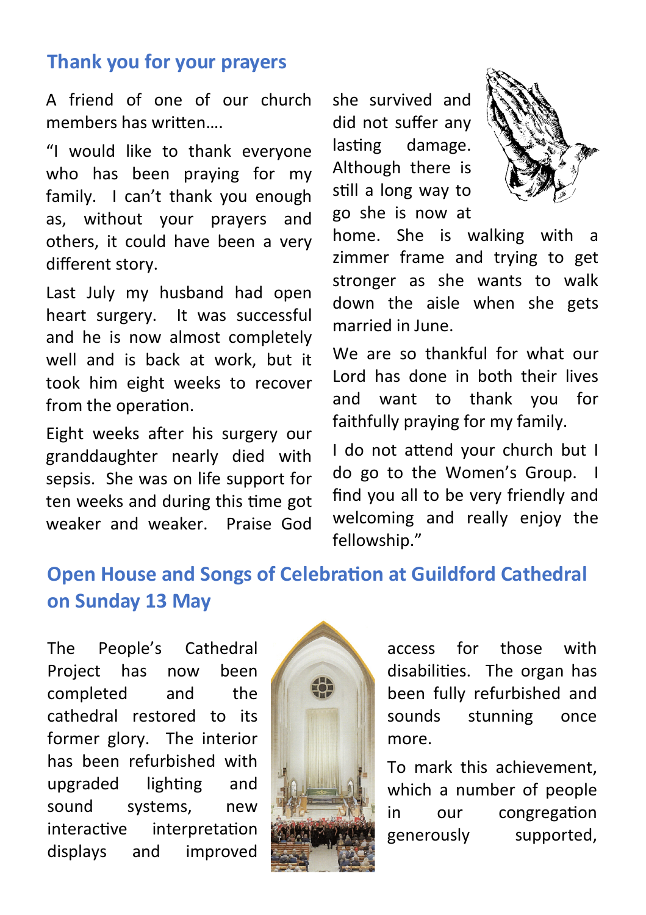## Thank you for your prayers

A friend of one of our church members has written….

"I would like to thank everyone who has been praying for my family. I can't thank you enough as, without your prayers and others, it could have been a very different story.

Last July my husband had open heart surgery. It was successful and he is now almost completely well and is back at work, but it took him eight weeks to recover from the operation.

Eight weeks after his surgery our granddaughter nearly died with sepsis. She was on life support for ten weeks and during this time got weaker and weaker. Praise God she survived and did not suffer any lasting damage. Although there is still a long way to go she is now at home. She is walking with a zimmer frame and trying to get stronger as she wants to walk down the aisle when she gets married in June.

We are so thankful for what our Lord has done in both their lives and want to thank you for faithfully praying for my family.

I do not attend your church but I do go to the Women's Group. I find you all to be very friendly and welcoming and really enjoy the fellowship."

## Open House and Songs of Celebration at Guildford Cathedral on Sunday 13 May

The People's Cathedral Project has now been completed and the cathedral restored to its former glory. The interior has been refurbished with upgraded lighting and sound systems, new interactive interpretation displays and improved access for those with disabilities. The organ has been fully refurbished and sounds stunning once more.

To mark this achievement, which a number of people in our congregation generously supported,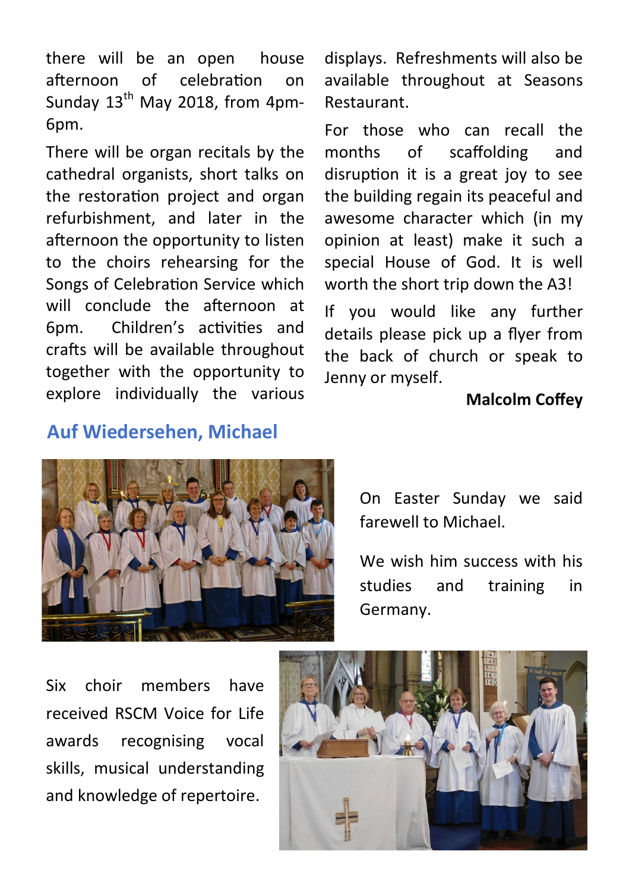there will be an open house afternoon of celebration on Sunday 13th May 2018, from 4pm-6pm.

There will be organ recitals by the cathedral organists, short talks on the restoration project and organ refurbishment, and later in the afternoon the opportunity to listen to the choirs rehearsing for the Songs of Celebration Service which will conclude the afternoon at 6pm. Children's activities and crafts will be available throughout together with the opportunity to explore individually the various displays. Refreshments will also be available throughout at Seasons Restaurant.

For those who can recall the months of scaffolding and disruption it is a great joy to see the building regain its peaceful and awesome character which (in my opinion at least) make it such a special House of God. It is well worth the short trip down the A3!

If you would like any further details please pick up a flyer from the back of church or speak to Jenny or myself.

**Malcolm Coffey**

## Auf Wiedersehen, Michael

On Easter Sunday we said farewell to Michael.

We wish him success with his studies and training in Germany.

Six choir members have received RSCM Voice for Life awards recognising vocal skills, musical understanding and knowledge of repertoire.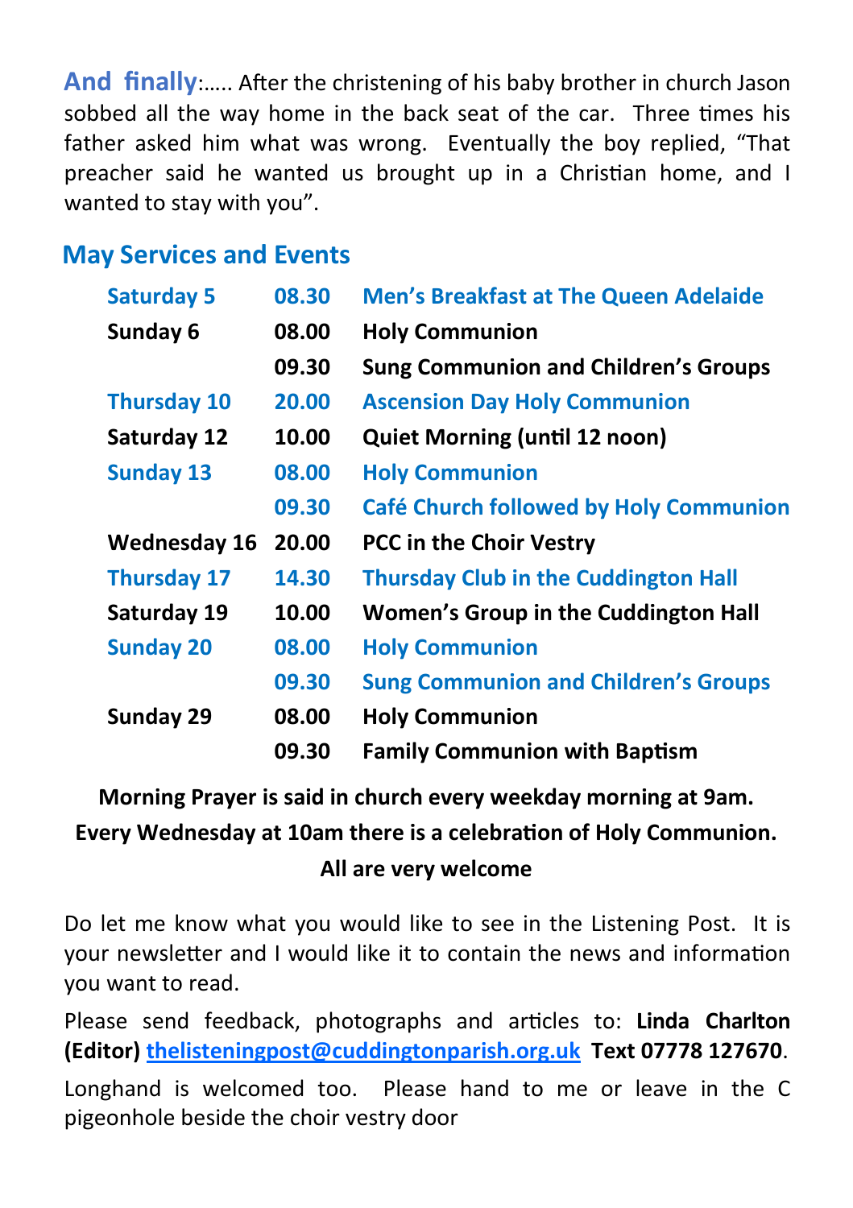**And finally**:….. After the christening of his baby brother in church Jason sobbed all the way home in the back seat of the car. Three times his father asked him what was wrong. Eventually the boy replied, "That preacher said he wanted us brought up in a Christian home, and I wanted to stay with you".

## May Services and Events

| | | |
|---|---|---|
| **Saturday 5** | **08.30** | **Men's Breakfast at The Queen Adelaide** |
| **Sunday 6** | **08.00** | **Holy Communion** |
| | **09.30** | **Sung Communion and Children's Groups** |
| **Thursday 10** | **20.00** | **Ascension Day Holy Communion** |
| **Saturday 12** | **10.00** | **Quiet Morning (until 12 noon)** |
| **Sunday 13** | **08.00** | **Holy Communion** |
| | **09.30** | **Café Church followed by Holy Communion** |
| **Wednesday 16** | **20.00** | **PCC in the Choir Vestry** |
| **Thursday 17** | **14.30** | **Thursday Club in the Cuddington Hall** |
| **Saturday 19** | **10.00** | **Women's Group in the Cuddington Hall** |
| **Sunday 20** | **08.00** | **Holy Communion** |
| | **09.30** | **Sung Communion and Children's Groups** |
| **Sunday 29** | **08.00** | **Holy Communion** |
| | **09.30** | **Family Communion with Baptism** |

**Morning Prayer is said in church every weekday morning at 9am.**
**Every Wednesday at 10am there is a celebration of Holy Communion.**
**All are very welcome**

Do let me know what you would like to see in the Listening Post. It is your newsletter and I would like it to contain the news and information you want to read.

Please send feedback, photographs and articles to: **Linda Charlton (Editor) thelisteningpost@cuddingtonparish.org.uk Text 07778 127670**.

Longhand is welcomed too. Please hand to me or leave in the C pigeonhole beside the choir vestry door